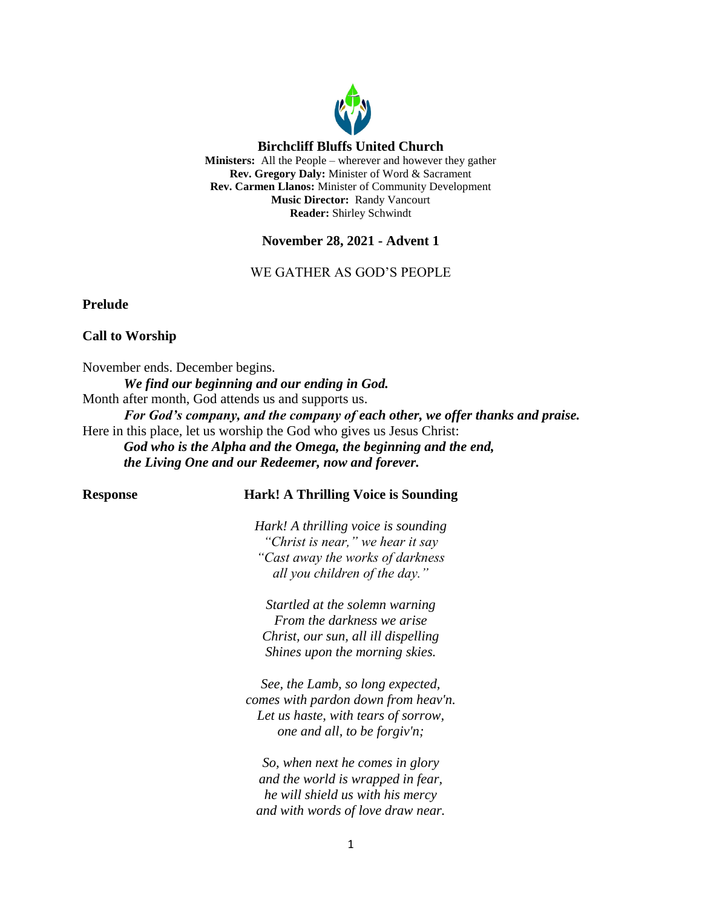# Birchcliff Bluffs United Church

**Ministers:** All the People – wherever and however they gather
**Rev. Gregory Daly:** Minister of Word & Sacrament
**Rev. Carmen Llanos:** Minister of Community Development
**Music Director:** Randy Vancourt
**Reader:** Shirley Schwindt

## November 28, 2021 - Advent 1

WE GATHER AS GOD'S PEOPLE

**Prelude**

**Call to Worship**

November ends. December begins.
***We find our beginning and our ending in God.***
Month after month, God attends us and supports us.
***For God's company, and the company of each other, we offer thanks and praise.***
Here in this place, let us worship the God who gives us Jesus Christ:
***God who is the Alpha and the Omega, the beginning and the end,***
***the Living One and our Redeemer, now and forever.***

**Response** **Hark! A Thrilling Voice is Sounding**

*Hark! A thrilling voice is sounding*
*"Christ is near," we hear it say*
*"Cast away the works of darkness*
*all you children of the day."*

*Startled at the solemn warning*
*From the darkness we arise*
*Christ, our sun, all ill dispelling*
*Shines upon the morning skies.*

*See, the Lamb, so long expected,*
*comes with pardon down from heav'n.*
*Let us haste, with tears of sorrow,*
*one and all, to be forgiv'n;*

*So, when next he comes in glory*
*and the world is wrapped in fear,*
*he will shield us with his mercy*
*and with words of love draw near.*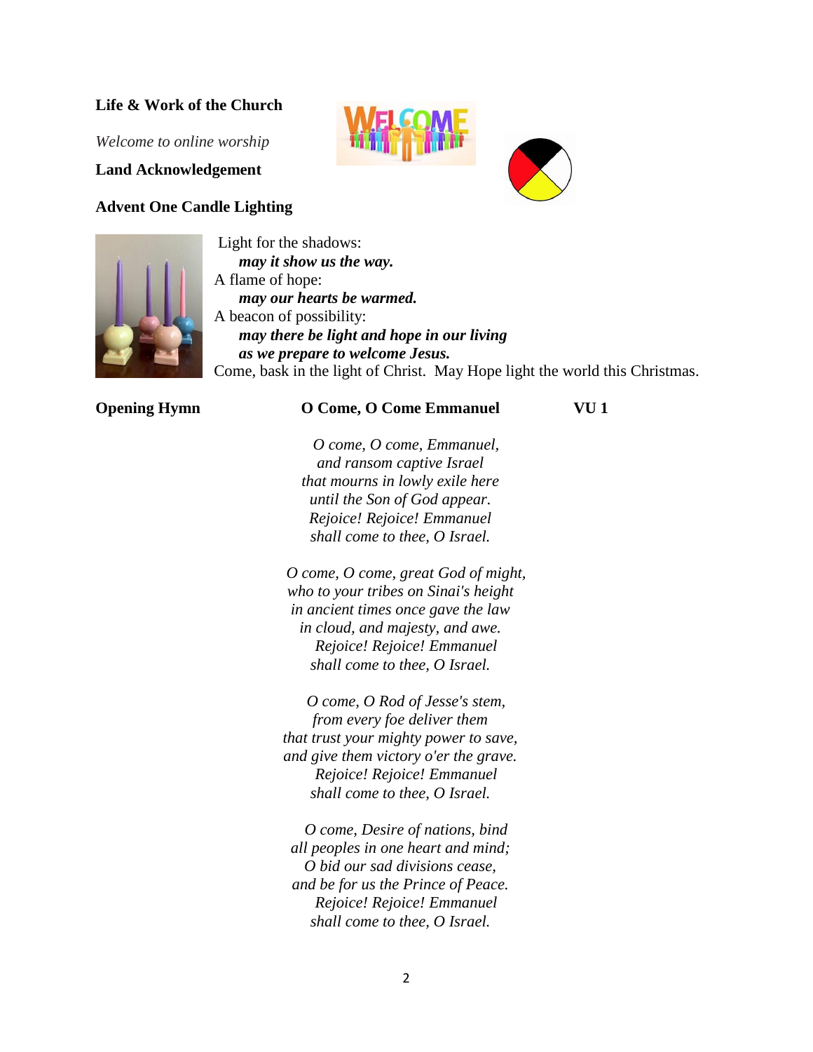**Life & Work of the Church**

*Welcome to online worship*

**Land Acknowledgement**

**Advent One Candle Lighting**

Light for the shadows:
***may it show us the way.***
A flame of hope:
***may our hearts be warmed.***
A beacon of possibility:
***may there be light and hope in our living***
***as we prepare to welcome Jesus.***
Come, bask in the light of Christ. May Hope light the world this Christmas.

**Opening Hymn** **O Come, O Come Emmanuel** **VU 1**

*O come, O come, Emmanuel,*
*and ransom captive Israel*
*that mourns in lowly exile here*
*until the Son of God appear.*
*Rejoice! Rejoice! Emmanuel*
*shall come to thee, O Israel.*

*O come, O come, great God of might,*
*who to your tribes on Sinai's height*
*in ancient times once gave the law*
*in cloud, and majesty, and awe.*
*Rejoice! Rejoice! Emmanuel*
*shall come to thee, O Israel.*

*O come, O Rod of Jesse's stem,*
*from every foe deliver them*
*that trust your mighty power to save,*
*and give them victory o'er the grave.*
*Rejoice! Rejoice! Emmanuel*
*shall come to thee, O Israel.*

*O come, Desire of nations, bind*
*all peoples in one heart and mind;*
*O bid our sad divisions cease,*
*and be for us the Prince of Peace.*
*Rejoice! Rejoice! Emmanuel*
*shall come to thee, O Israel.*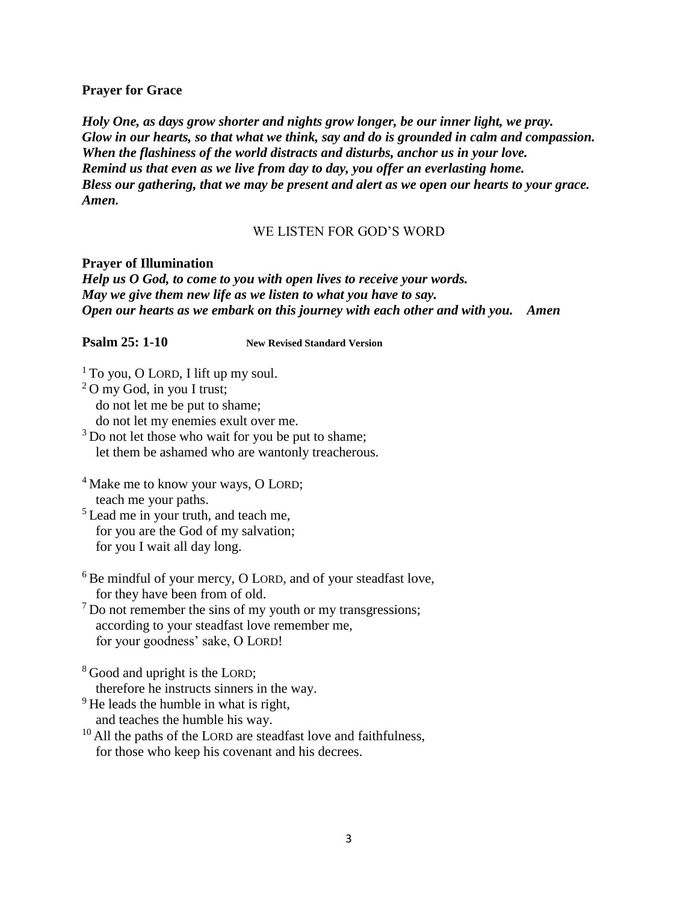**Prayer for Grace**

***Holy One, as days grow shorter and nights grow longer, be our inner light, we pray.***
***Glow in our hearts, so that what we think, say and do is grounded in calm and compassion.***
***When the flashiness of the world distracts and disturbs, anchor us in your love.***
***Remind us that even as we live from day to day, you offer an everlasting home.***
***Bless our gathering, that we may be present and alert as we open our hearts to your grace.***
***Amen.***

## WE LISTEN FOR GOD'S WORD

**Prayer of Illumination**
***Help us O God, to come to you with open lives to receive your words.***
***May we give them new life as we listen to what you have to say.***
***Open our hearts as we embark on this journey with each other and with you. Amen***

**Psalm 25: 1-10** **New Revised Standard Version**

[1] To you, O LORD, I lift up my soul.
[2] O my God, in you I trust;
do not let me be put to shame;
do not let my enemies exult over me.
[3] Do not let those who wait for you be put to shame;
let them be ashamed who are wantonly treacherous.

[4] Make me to know your ways, O LORD;
teach me your paths.
[5] Lead me in your truth, and teach me,
for you are the God of my salvation;
for you I wait all day long.

[6] Be mindful of your mercy, O LORD, and of your steadfast love,
for they have been from of old.
[7] Do not remember the sins of my youth or my transgressions;
according to your steadfast love remember me,
for your goodness' sake, O LORD!

[8] Good and upright is the LORD;
therefore he instructs sinners in the way.
[9] He leads the humble in what is right,
and teaches the humble his way.
[10] All the paths of the LORD are steadfast love and faithfulness,
for those who keep his covenant and his decrees.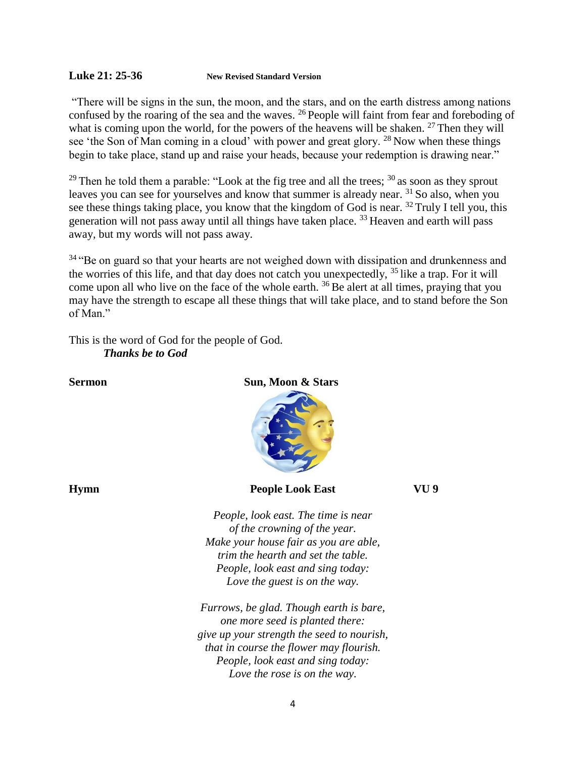**Luke 21: 25-36** **New Revised Standard Version**

"There will be signs in the sun, the moon, and the stars, and on the earth distress among nations confused by the roaring of the sea and the waves. [26] People will faint from fear and foreboding of what is coming upon the world, for the powers of the heavens will be shaken. [27] Then they will see 'the Son of Man coming in a cloud' with power and great glory. [28] Now when these things begin to take place, stand up and raise your heads, because your redemption is drawing near."

[29] Then he told them a parable: "Look at the fig tree and all the trees; [30] as soon as they sprout leaves you can see for yourselves and know that summer is already near. [31] So also, when you see these things taking place, you know that the kingdom of God is near. [32] Truly I tell you, this generation will not pass away until all things have taken place. [33] Heaven and earth will pass away, but my words will not pass away.

[34] "Be on guard so that your hearts are not weighed down with dissipation and drunkenness and the worries of this life, and that day does not catch you unexpectedly, [35] like a trap. For it will come upon all who live on the face of the whole earth. [36] Be alert at all times, praying that you may have the strength to escape all these things that will take place, and to stand before the Son of Man."

This is the word of God for the people of God.
***Thanks be to God***

**Sermon** **Sun, Moon & Stars**

**Hymn** **People Look East** **VU 9**

*People, look east. The time is near*
*of the crowning of the year.*
*Make your house fair as you are able,*
*trim the hearth and set the table.*
*People, look east and sing today:*
*Love the guest is on the way.*

*Furrows, be glad. Though earth is bare,*
*one more seed is planted there:*
*give up your strength the seed to nourish,*
*that in course the flower may flourish.*
*People, look east and sing today:*
*Love the rose is on the way.*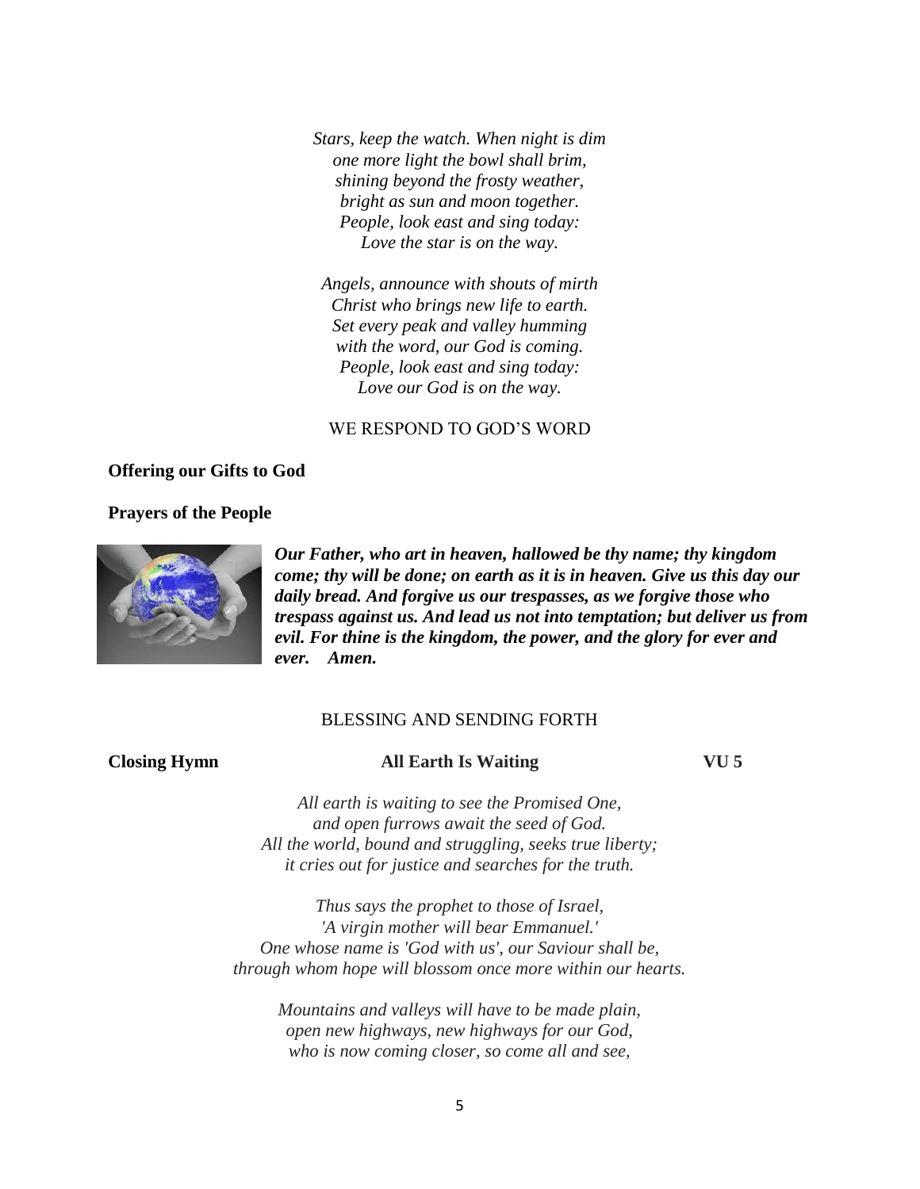*Stars, keep the watch. When night is dim*
*one more light the bowl shall brim,*
*shining beyond the frosty weather,*
*bright as sun and moon together.*
*People, look east and sing today:*
*Love the star is on the way.*

*Angels, announce with shouts of mirth*
*Christ who brings new life to earth.*
*Set every peak and valley humming*
*with the word, our God is coming.*
*People, look east and sing today:*
*Love our God is on the way.*

WE RESPOND TO GOD'S WORD

**Offering our Gifts to God**

**Prayers of the People**

***Our Father, who art in heaven, hallowed be thy name; thy kingdom come; thy will be done; on earth as it is in heaven. Give us this day our daily bread. And forgive us our trespasses, as we forgive those who trespass against us. And lead us not into temptation; but deliver us from evil. For thine is the kingdom, the power, and the glory for ever and ever. Amen.***

BLESSING AND SENDING FORTH

**Closing Hymn** **All Earth Is Waiting** **VU 5**

*All earth is waiting to see the Promised One,*
*and open furrows await the seed of God.*
*All the world, bound and struggling, seeks true liberty;*
*it cries out for justice and searches for the truth.*

*Thus says the prophet to those of Israel,*
*'A virgin mother will bear Emmanuel.'*
*One whose name is 'God with us', our Saviour shall be,*
*through whom hope will blossom once more within our hearts.*

*Mountains and valleys will have to be made plain,*
*open new highways, new highways for our God,*
*who is now coming closer, so come all and see,*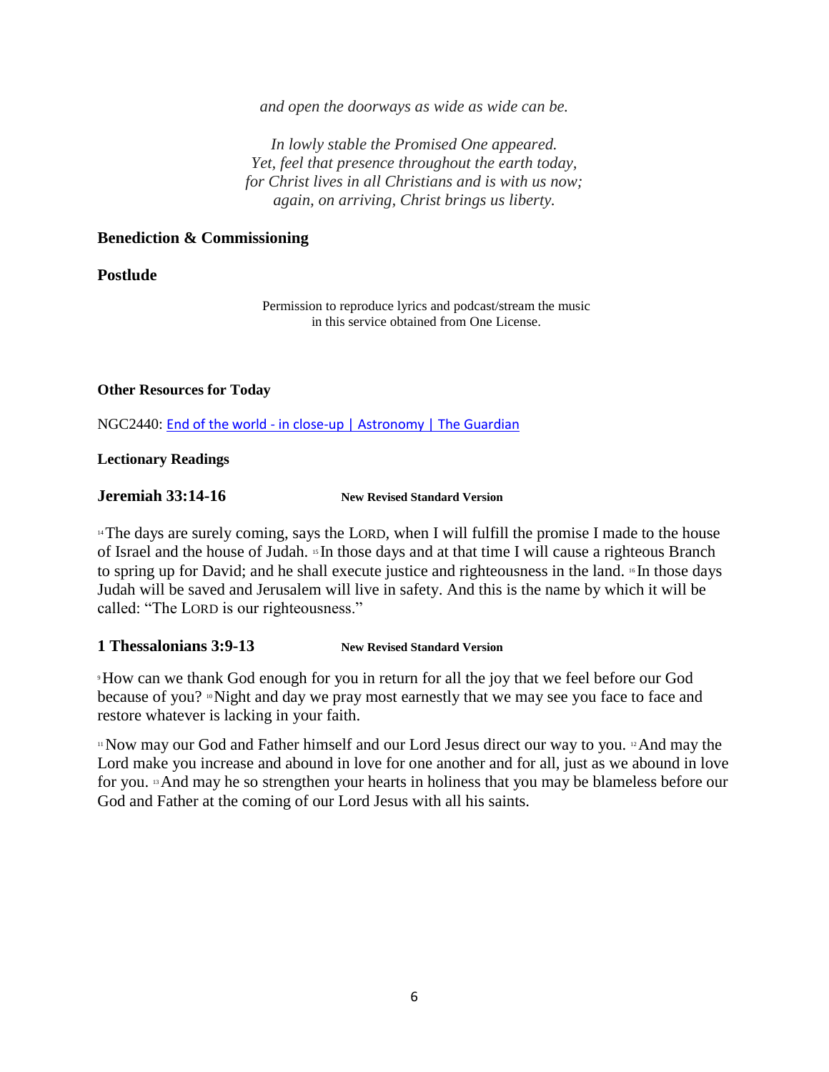*and open the doorways as wide as wide can be.*

*In lowly stable the Promised One appeared.*
*Yet, feel that presence throughout the earth today,*
*for Christ lives in all Christians and is with us now;*
*again, on arriving, Christ brings us liberty.*

**Benediction & Commissioning**

**Postlude**

Permission to reproduce lyrics and podcast/stream the music in this service obtained from One License.

**Other Resources for Today**

NGC2440: End of the world - in close-up | Astronomy | The Guardian

**Lectionary Readings**

**Jeremiah 33:14-16** **New Revised Standard Version**

[14] The days are surely coming, says the LORD, when I will fulfill the promise I made to the house of Israel and the house of Judah. [15] In those days and at that time I will cause a righteous Branch to spring up for David; and he shall execute justice and righteousness in the land. [16] In those days Judah will be saved and Jerusalem will live in safety. And this is the name by which it will be called: "The LORD is our righteousness."

**1 Thessalonians 3:9-13** **New Revised Standard Version**

[9] How can we thank God enough for you in return for all the joy that we feel before our God because of you? [10] Night and day we pray most earnestly that we may see you face to face and restore whatever is lacking in your faith.

[11] Now may our God and Father himself and our Lord Jesus direct our way to you. [12] And may the Lord make you increase and abound in love for one another and for all, just as we abound in love for you. [13] And may he so strengthen your hearts in holiness that you may be blameless before our God and Father at the coming of our Lord Jesus with all his saints.